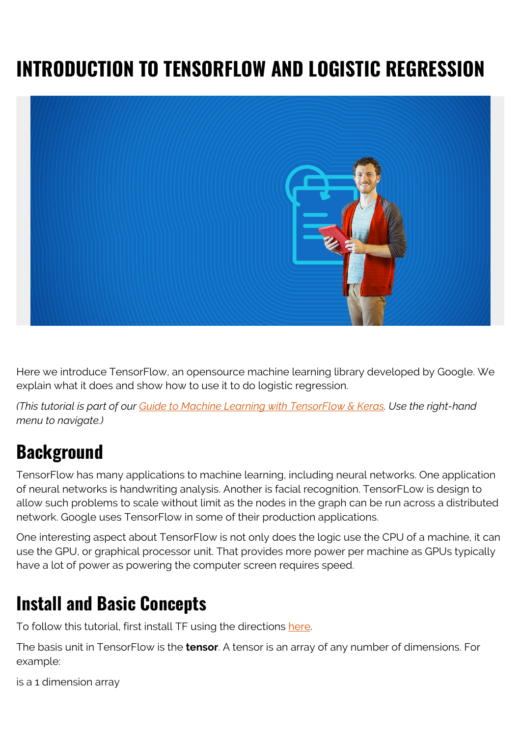# INTRODUCTION TO TENSORFLOW AND LOGISTIC REGRESSION

Here we introduce TensorFlow, an opensource machine learning library developed by Google. We explain what it does and show how to use it to do logistic regression.

*(This tutorial is part of our Guide to Machine Learning with TensorFlow & Keras. Use the right-hand menu to navigate.)*

## Background

TensorFlow has many applications to machine learning, including neural networks. One application of neural networks is handwriting analysis. Another is facial recognition. TensorFLow is design to allow such problems to scale without limit as the nodes in the graph can be run across a distributed network. Google uses TensorFlow in some of their production applications.

One interesting aspect about TensorFlow is not only does the logic use the CPU of a machine, it can use the GPU, or graphical processor unit. That provides more power per machine as GPUs typically have a lot of power as powering the computer screen requires speed.

## Install and Basic Concepts

To follow this tutorial, first install TF using the directions here.

The basis unit in TensorFlow is the **tensor**. A tensor is an array of any number of dimensions. For example:

is a 1 dimension array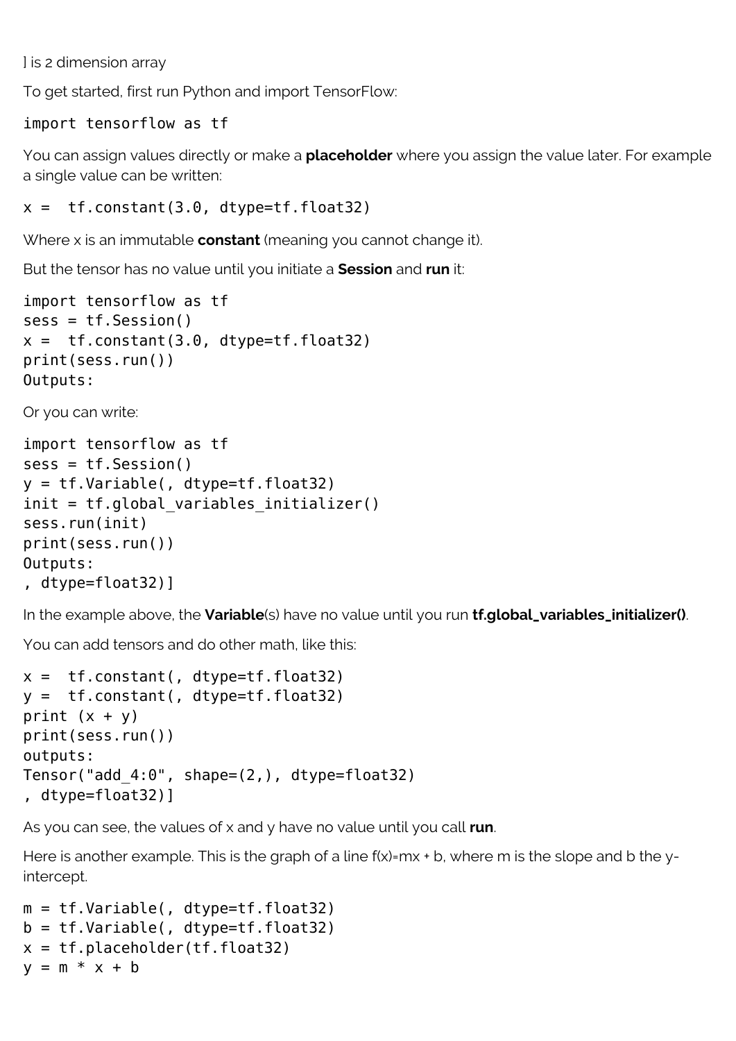] is 2 dimension array

To get started, first run Python and import TensorFlow:

```
import tensorflow as tf
```

You can assign values directly or make a **placeholder** where you assign the value later. For example a single value can be written:

```
x =  tf.constant(3.0, dtype=tf.float32)
```

Where x is an immutable **constant** (meaning you cannot change it).

But the tensor has no value until you initiate a **Session** and **run** it:

```
import tensorflow as tf
sess = tf.Session()
x =  tf.constant(3.0, dtype=tf.float32)
print(sess.run())
Outputs:
```

Or you can write:

```
import tensorflow as tf
sess = tf.Session()
y = tf.Variable(, dtype=tf.float32)
init = tf.global_variables_initializer()
sess.run(init)
print(sess.run())
Outputs:
, dtype=float32)]
```

In the example above, the **Variable**(s) have no value until you run **tf.global_variables_initializer()**.

You can add tensors and do other math, like this:

```
x =  tf.constant(, dtype=tf.float32)
y =  tf.constant(, dtype=tf.float32)
print (x + y)
print(sess.run())
outputs:
Tensor("add_4:0", shape=(2,), dtype=float32)
, dtype=float32)]
```

As you can see, the values of x and y have no value until you call **run**.

Here is another example. This is the graph of a line f(x)=mx + b, where m is the slope and b the y-intercept.

```
m = tf.Variable(, dtype=tf.float32)
b = tf.Variable(, dtype=tf.float32)
x = tf.placeholder(tf.float32)
y = m * x + b
```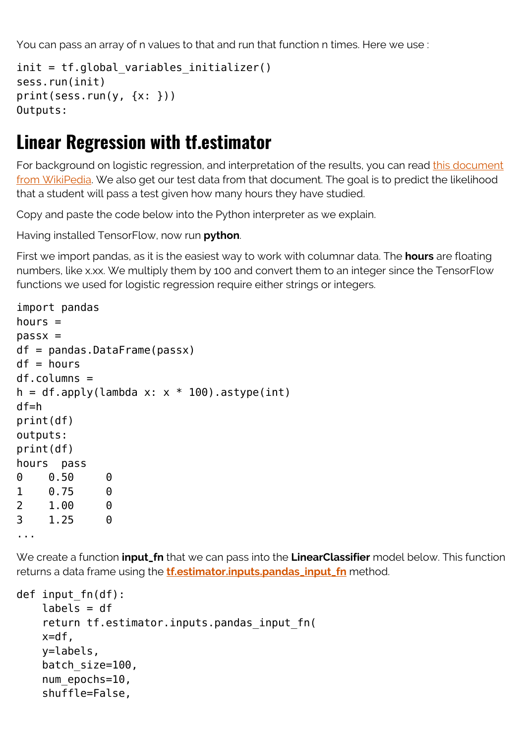You can pass an array of n values to that and run that function n times. Here we use :

```
init = tf.global_variables_initializer()
sess.run(init)
print(sess.run(y, {x: }))
Outputs:
```

# Linear Regression with tf.estimator

For background on logistic regression, and interpretation of the results, you can read this document from WikiPedia. We also get our test data from that document. The goal is to predict the likelihood that a student will pass a test given how many hours they have studied.

Copy and paste the code below into the Python interpreter as we explain.

Having installed TensorFlow, now run **python**.

First we import pandas, as it is the easiest way to work with columnar data. The **hours** are floating numbers, like x.xx. We multiply them by 100 and convert them to an integer since the TensorFlow functions we used for logistic regression require either strings or integers.

```
import pandas
hours =
passx =
df = pandas.DataFrame(passx)
df = hours
df.columns =
h = df.apply(lambda x: x * 100).astype(int)
df=h
print(df)
outputs:
print(df)
hours  pass
0    0.50     0
1    0.75     0
2    1.00     0
3    1.25     0
...
```

We create a function **input_fn** that we can pass into the **LinearClassifier** model below. This function returns a data frame using the **tf.estimator.inputs.pandas_input_fn** method.

```
def input_fn(df):
    labels = df
    return tf.estimator.inputs.pandas_input_fn(
    x=df,
    y=labels,
    batch_size=100,
    num_epochs=10,
    shuffle=False,
```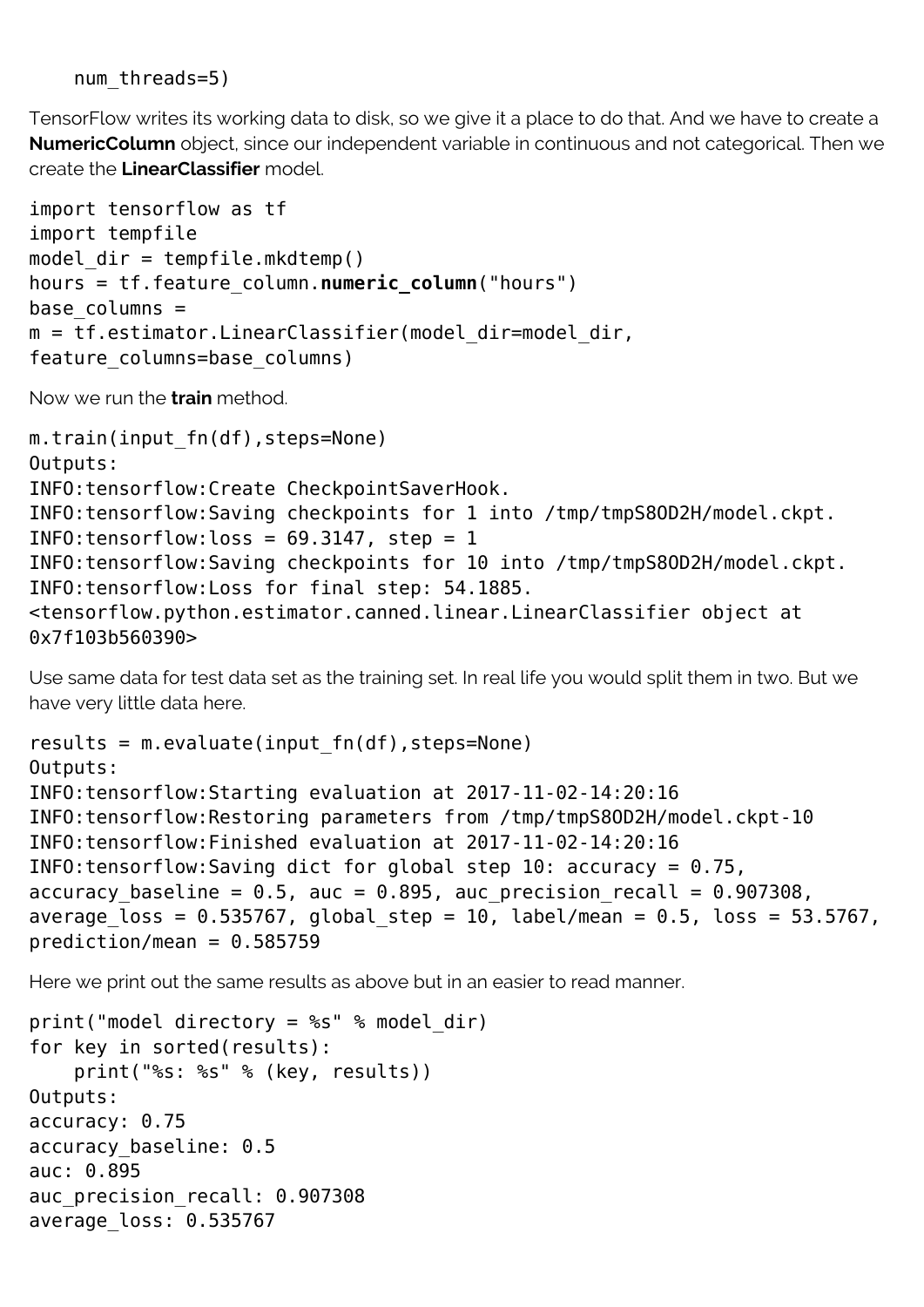```
    num_threads=5)
```

TensorFlow writes its working data to disk, so we give it a place to do that. And we have to create a **NumericColumn** object, since our independent variable in continuous and not categorical. Then we create the **LinearClassifier** model.

```
import tensorflow as tf
import tempfile
model_dir = tempfile.mkdtemp()
hours = tf.feature_column.numeric_column("hours")
base_columns =
m = tf.estimator.LinearClassifier(model_dir=model_dir,
feature_columns=base_columns)
```

Now we run the **train** method.

```
m.train(input_fn(df),steps=None)
Outputs:
INFO:tensorflow:Create CheckpointSaverHook.
INFO:tensorflow:Saving checkpoints for 1 into /tmp/tmpS8OD2H/model.ckpt.
INFO:tensorflow:loss = 69.3147, step = 1
INFO:tensorflow:Saving checkpoints for 10 into /tmp/tmpS8OD2H/model.ckpt.
INFO:tensorflow:Loss for final step: 54.1885.
<tensorflow.python.estimator.canned.linear.LinearClassifier object at
0x7f103b560390>
```

Use same data for test data set as the training set. In real life you would split them in two. But we have very little data here.

```
results = m.evaluate(input_fn(df),steps=None)
Outputs:
INFO:tensorflow:Starting evaluation at 2017-11-02-14:20:16
INFO:tensorflow:Restoring parameters from /tmp/tmpS8OD2H/model.ckpt-10
INFO:tensorflow:Finished evaluation at 2017-11-02-14:20:16
INFO:tensorflow:Saving dict for global step 10: accuracy = 0.75,
accuracy_baseline = 0.5, auc = 0.895, auc_precision_recall = 0.907308,
average_loss = 0.535767, global_step = 10, label/mean = 0.5, loss = 53.5767,
prediction/mean = 0.585759
```

Here we print out the same results as above but in an easier to read manner.

```
print("model directory = %s" % model_dir)
for key in sorted(results):
    print("%s: %s" % (key, results))
Outputs:
accuracy: 0.75
accuracy_baseline: 0.5
auc: 0.895
auc_precision_recall: 0.907308
average_loss: 0.535767
```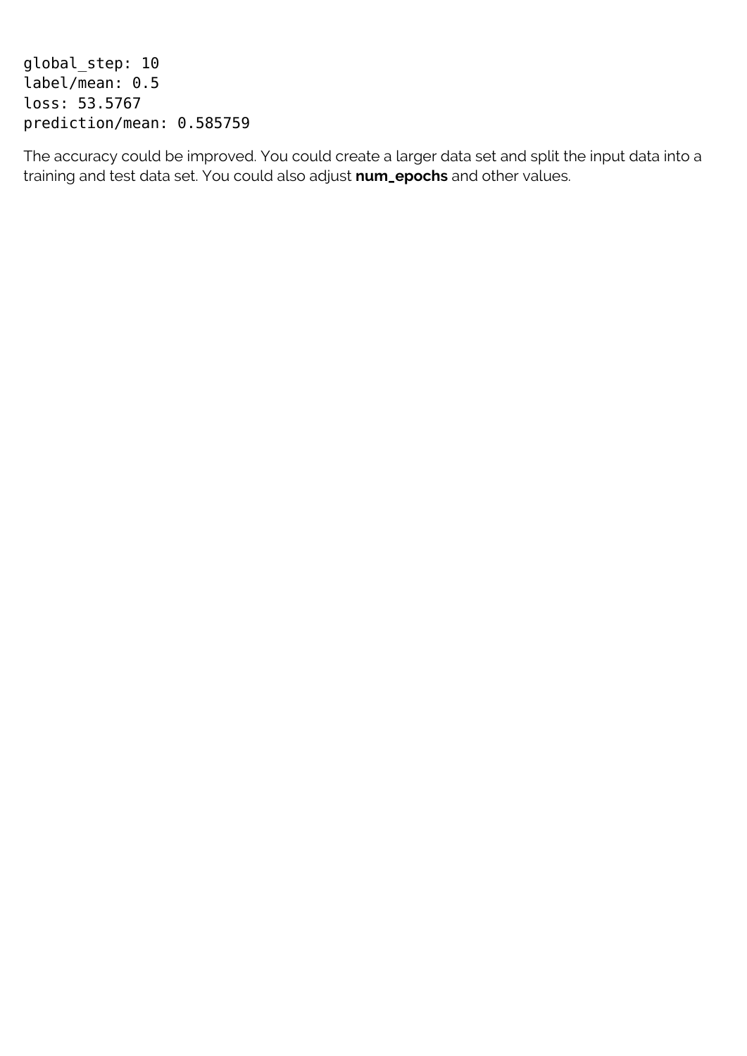```
global_step: 10
label/mean: 0.5
loss: 53.5767
prediction/mean: 0.585759
```

The accuracy could be improved. You could create a larger data set and split the input data into a training and test data set. You could also adjust **num_epochs** and other values.